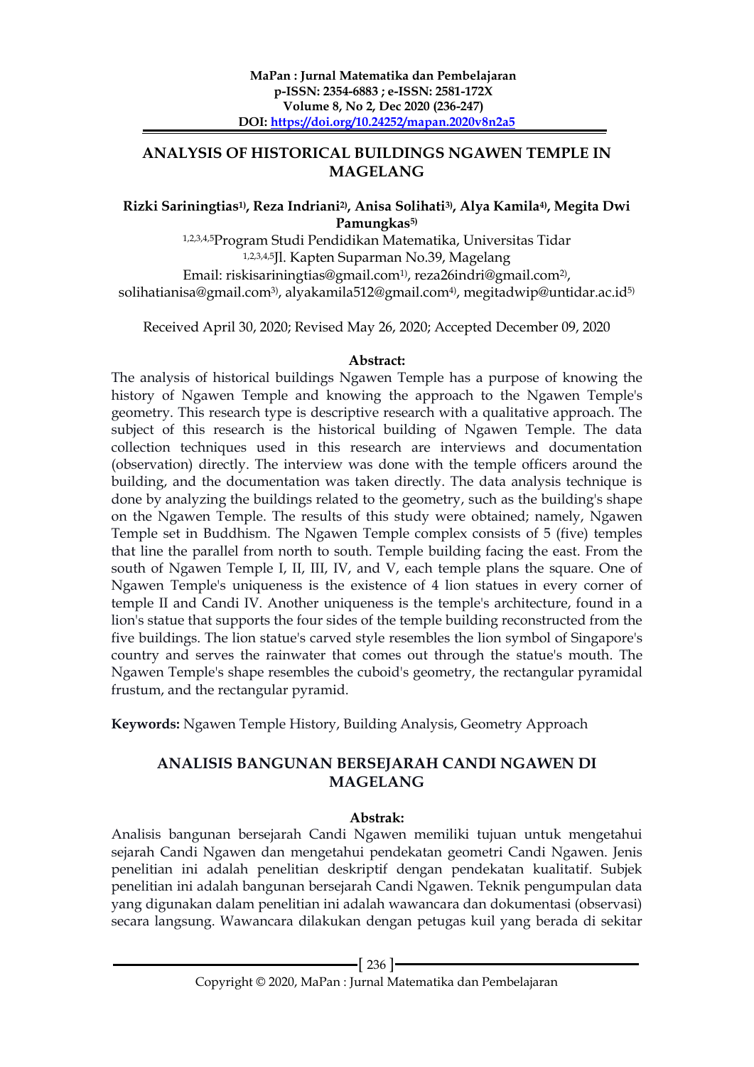# ANALYSIS OF HISTORICAL BUILDINGS NGAWEN TEMPLE IN MAGELANG

**Rizki Sariningtias[1)], Reza Indriani[2)], Anisa Solihati[3)], Alya Kamila[4)], Megita Dwi Pamungkas[5)]**

[1,2,3,4,5]Program Studi Pendidikan Matematika, Universitas Tidar
[1,2,3,4,5]Jl. Kapten Suparman No.39, Magelang
Email: riskisariningtias@gmail.com[1)], reza26indri@gmail.com[2)], solihatianisa@gmail.com[3)], alyakamila512@gmail.com[4)], megitadwip@untidar.ac.id[5)]

Received April 30, 2020; Revised May 26, 2020; Accepted December 09, 2020

**Abstract:**

The analysis of historical buildings Ngawen Temple has a purpose of knowing the history of Ngawen Temple and knowing the approach to the Ngawen Temple's geometry. This research type is descriptive research with a qualitative approach. The subject of this research is the historical building of Ngawen Temple. The data collection techniques used in this research are interviews and documentation (observation) directly. The interview was done with the temple officers around the building, and the documentation was taken directly. The data analysis technique is done by analyzing the buildings related to the geometry, such as the building's shape on the Ngawen Temple. The results of this study were obtained; namely, Ngawen Temple set in Buddhism. The Ngawen Temple complex consists of 5 (five) temples that line the parallel from north to south. Temple building facing the east. From the south of Ngawen Temple I, II, III, IV, and V, each temple plans the square. One of Ngawen Temple's uniqueness is the existence of 4 lion statues in every corner of temple II and Candi IV. Another uniqueness is the temple's architecture, found in a lion's statue that supports the four sides of the temple building reconstructed from the five buildings. The lion statue's carved style resembles the lion symbol of Singapore's country and serves the rainwater that comes out through the statue's mouth. The Ngawen Temple's shape resembles the cuboid's geometry, the rectangular pyramidal frustum, and the rectangular pyramid.

**Keywords:** Ngawen Temple History, Building Analysis, Geometry Approach

# ANALISIS BANGUNAN BERSEJARAH CANDI NGAWEN DI MAGELANG

**Abstrak:**

Analisis bangunan bersejarah Candi Ngawen memiliki tujuan untuk mengetahui sejarah Candi Ngawen dan mengetahui pendekatan geometri Candi Ngawen. Jenis penelitian ini adalah penelitian deskriptif dengan pendekatan kualitatif. Subjek penelitian ini adalah bangunan bersejarah Candi Ngawen. Teknik pengumpulan data yang digunakan dalam penelitian ini adalah wawancara dan dokumentasi (observasi) secara langsung. Wawancara dilakukan dengan petugas kuil yang berada di sekitar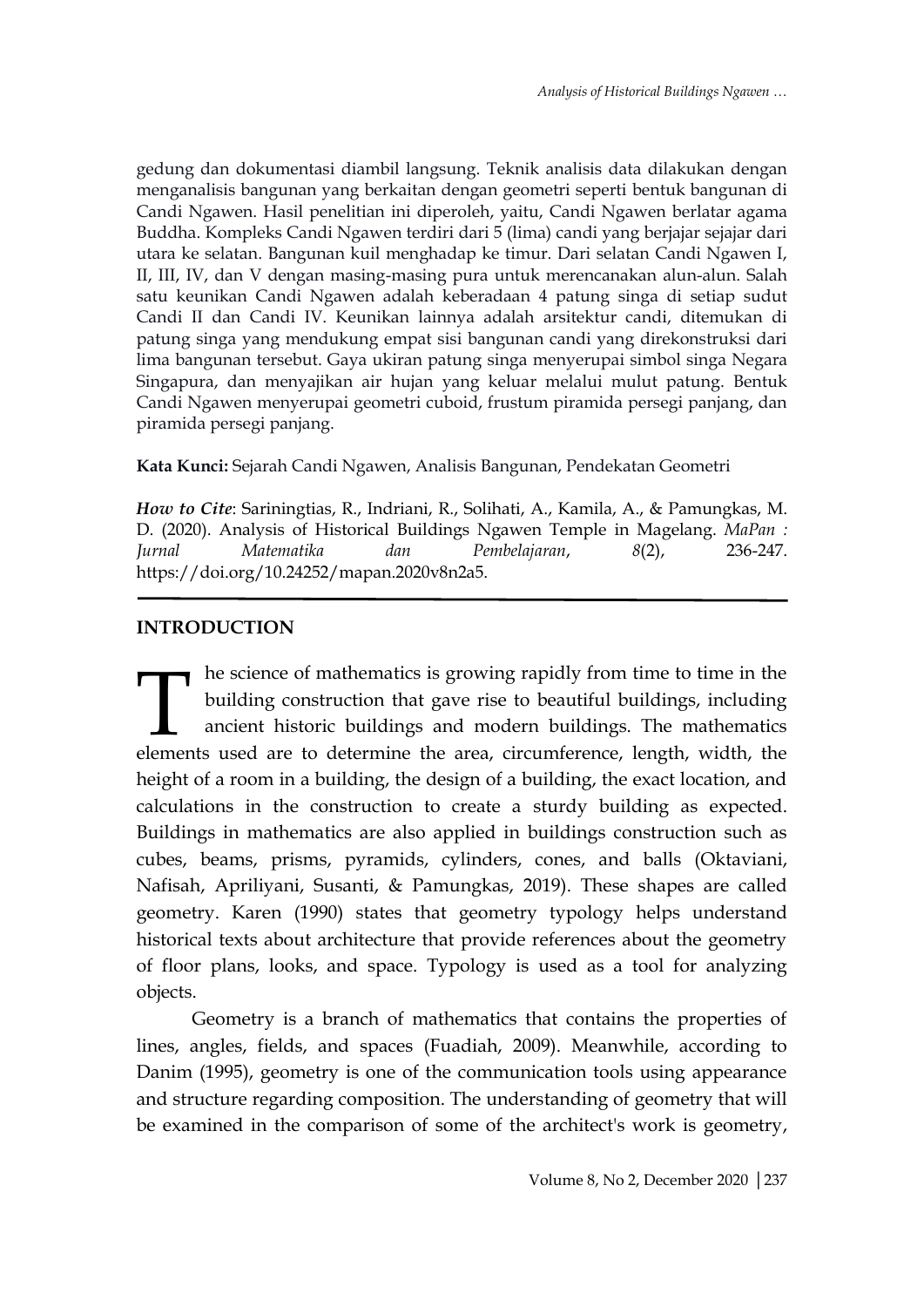gedung dan dokumentasi diambil langsung. Teknik analisis data dilakukan dengan menganalisis bangunan yang berkaitan dengan geometri seperti bentuk bangunan di Candi Ngawen. Hasil penelitian ini diperoleh, yaitu, Candi Ngawen berlatar agama Buddha. Kompleks Candi Ngawen terdiri dari 5 (lima) candi yang berjajar sejajar dari utara ke selatan. Bangunan kuil menghadap ke timur. Dari selatan Candi Ngawen I, II, III, IV, dan V dengan masing-masing pura untuk merencanakan alun-alun. Salah satu keunikan Candi Ngawen adalah keberadaan 4 patung singa di setiap sudut Candi II dan Candi IV. Keunikan lainnya adalah arsitektur candi, ditemukan di patung singa yang mendukung empat sisi bangunan candi yang direkonstruksi dari lima bangunan tersebut. Gaya ukiran patung singa menyerupai simbol singa Negara Singapura, dan menyajikan air hujan yang keluar melalui mulut patung. Bentuk Candi Ngawen menyerupai geometri cuboid, frustum piramida persegi panjang, dan piramida persegi panjang.

**Kata Kunci:** Sejarah Candi Ngawen, Analisis Bangunan, Pendekatan Geometri

***How to Cite***: Sariningtias, R., Indriani, R., Solihati, A., Kamila, A., & Pamungkas, M. D. (2020). Analysis of Historical Buildings Ngawen Temple in Magelang. *MaPan : Jurnal Matematika dan Pembelajaran*, *8*(2), 236-247. https://doi.org/10.24252/mapan.2020v8n2a5.

## INTRODUCTION

The science of mathematics is growing rapidly from time to time in the building construction that gave rise to beautiful buildings, including ancient historic buildings and modern buildings. The mathematics elements used are to determine the area, circumference, length, width, the height of a room in a building, the design of a building, the exact location, and calculations in the construction to create a sturdy building as expected. Buildings in mathematics are also applied in buildings construction such as cubes, beams, prisms, pyramids, cylinders, cones, and balls (Oktaviani, Nafisah, Apriliyani, Susanti, & Pamungkas, 2019). These shapes are called geometry. Karen (1990) states that geometry typology helps understand historical texts about architecture that provide references about the geometry of floor plans, looks, and space. Typology is used as a tool for analyzing objects.

Geometry is a branch of mathematics that contains the properties of lines, angles, fields, and spaces (Fuadiah, 2009). Meanwhile, according to Danim (1995), geometry is one of the communication tools using appearance and structure regarding composition. The understanding of geometry that will be examined in the comparison of some of the architect's work is geometry,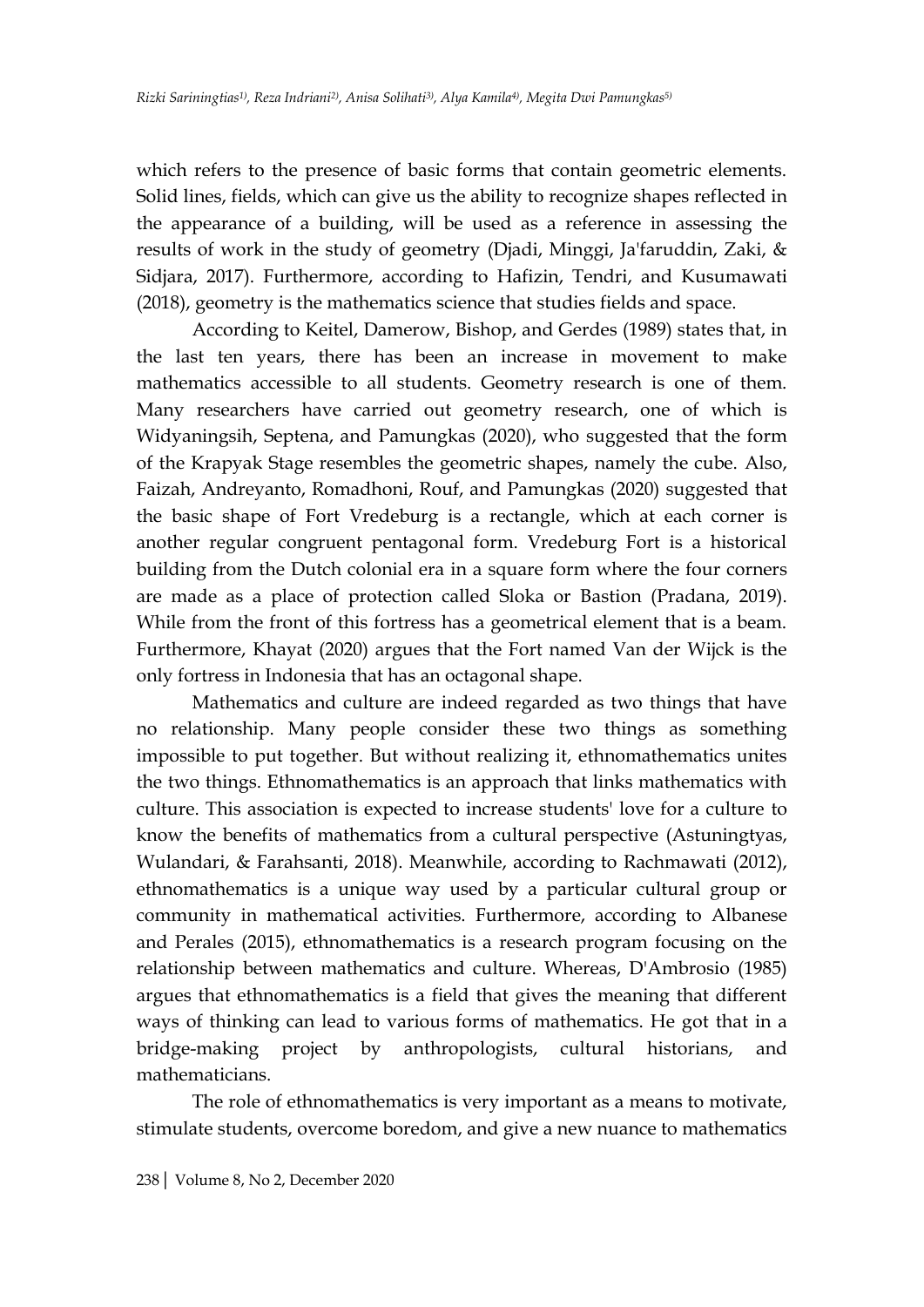which refers to the presence of basic forms that contain geometric elements. Solid lines, fields, which can give us the ability to recognize shapes reflected in the appearance of a building, will be used as a reference in assessing the results of work in the study of geometry (Djadi, Minggi, Ja'faruddin, Zaki, & Sidjara, 2017). Furthermore, according to Hafizin, Tendri, and Kusumawati (2018), geometry is the mathematics science that studies fields and space.

According to Keitel, Damerow, Bishop, and Gerdes (1989) states that, in the last ten years, there has been an increase in movement to make mathematics accessible to all students. Geometry research is one of them. Many researchers have carried out geometry research, one of which is Widyaningsih, Septena, and Pamungkas (2020), who suggested that the form of the Krapyak Stage resembles the geometric shapes, namely the cube. Also, Faizah, Andreyanto, Romadhoni, Rouf, and Pamungkas (2020) suggested that the basic shape of Fort Vredeburg is a rectangle, which at each corner is another regular congruent pentagonal form. Vredeburg Fort is a historical building from the Dutch colonial era in a square form where the four corners are made as a place of protection called Sloka or Bastion (Pradana, 2019). While from the front of this fortress has a geometrical element that is a beam. Furthermore, Khayat (2020) argues that the Fort named Van der Wijck is the only fortress in Indonesia that has an octagonal shape.

Mathematics and culture are indeed regarded as two things that have no relationship. Many people consider these two things as something impossible to put together. But without realizing it, ethnomathematics unites the two things. Ethnomathematics is an approach that links mathematics with culture. This association is expected to increase students' love for a culture to know the benefits of mathematics from a cultural perspective (Astuningtyas, Wulandari, & Farahsanti, 2018). Meanwhile, according to Rachmawati (2012), ethnomathematics is a unique way used by a particular cultural group or community in mathematical activities. Furthermore, according to Albanese and Perales (2015), ethnomathematics is a research program focusing on the relationship between mathematics and culture. Whereas, D'Ambrosio (1985) argues that ethnomathematics is a field that gives the meaning that different ways of thinking can lead to various forms of mathematics. He got that in a bridge-making project by anthropologists, cultural historians, and mathematicians.

The role of ethnomathematics is very important as a means to motivate, stimulate students, overcome boredom, and give a new nuance to mathematics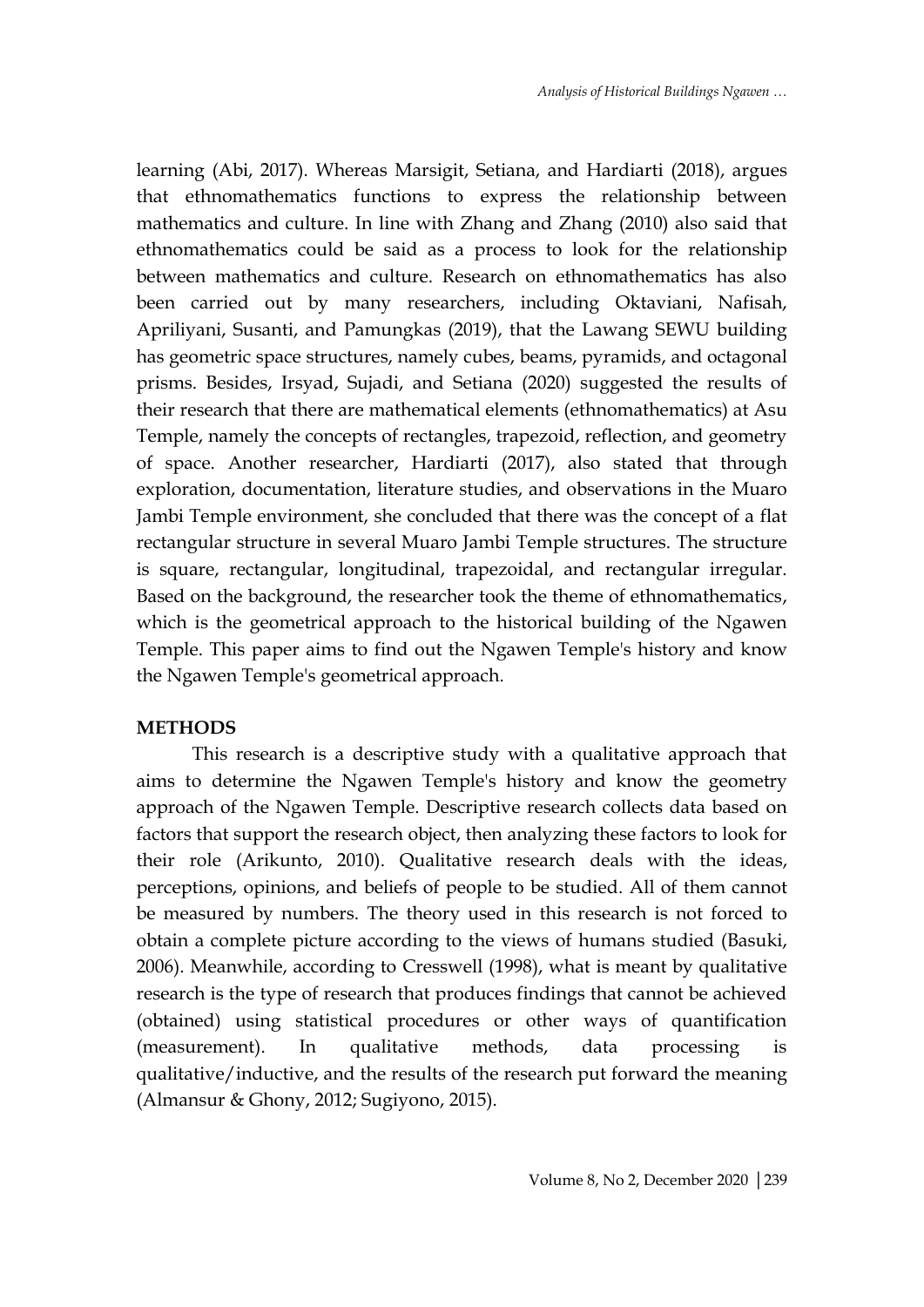learning (Abi, 2017). Whereas Marsigit, Setiana, and Hardiarti (2018), argues that ethnomathematics functions to express the relationship between mathematics and culture. In line with Zhang and Zhang (2010) also said that ethnomathematics could be said as a process to look for the relationship between mathematics and culture. Research on ethnomathematics has also been carried out by many researchers, including Oktaviani, Nafisah, Apriliyani, Susanti, and Pamungkas (2019), that the Lawang SEWU building has geometric space structures, namely cubes, beams, pyramids, and octagonal prisms. Besides, Irsyad, Sujadi, and Setiana (2020) suggested the results of their research that there are mathematical elements (ethnomathematics) at Asu Temple, namely the concepts of rectangles, trapezoid, reflection, and geometry of space. Another researcher, Hardiarti (2017), also stated that through exploration, documentation, literature studies, and observations in the Muaro Jambi Temple environment, she concluded that there was the concept of a flat rectangular structure in several Muaro Jambi Temple structures. The structure is square, rectangular, longitudinal, trapezoidal, and rectangular irregular. Based on the background, the researcher took the theme of ethnomathematics, which is the geometrical approach to the historical building of the Ngawen Temple. This paper aims to find out the Ngawen Temple's history and know the Ngawen Temple's geometrical approach.

## METHODS

This research is a descriptive study with a qualitative approach that aims to determine the Ngawen Temple's history and know the geometry approach of the Ngawen Temple. Descriptive research collects data based on factors that support the research object, then analyzing these factors to look for their role (Arikunto, 2010). Qualitative research deals with the ideas, perceptions, opinions, and beliefs of people to be studied. All of them cannot be measured by numbers. The theory used in this research is not forced to obtain a complete picture according to the views of humans studied (Basuki, 2006). Meanwhile, according to Cresswell (1998), what is meant by qualitative research is the type of research that produces findings that cannot be achieved (obtained) using statistical procedures or other ways of quantification (measurement). In qualitative methods, data processing is qualitative/inductive, and the results of the research put forward the meaning (Almansur & Ghony, 2012; Sugiyono, 2015).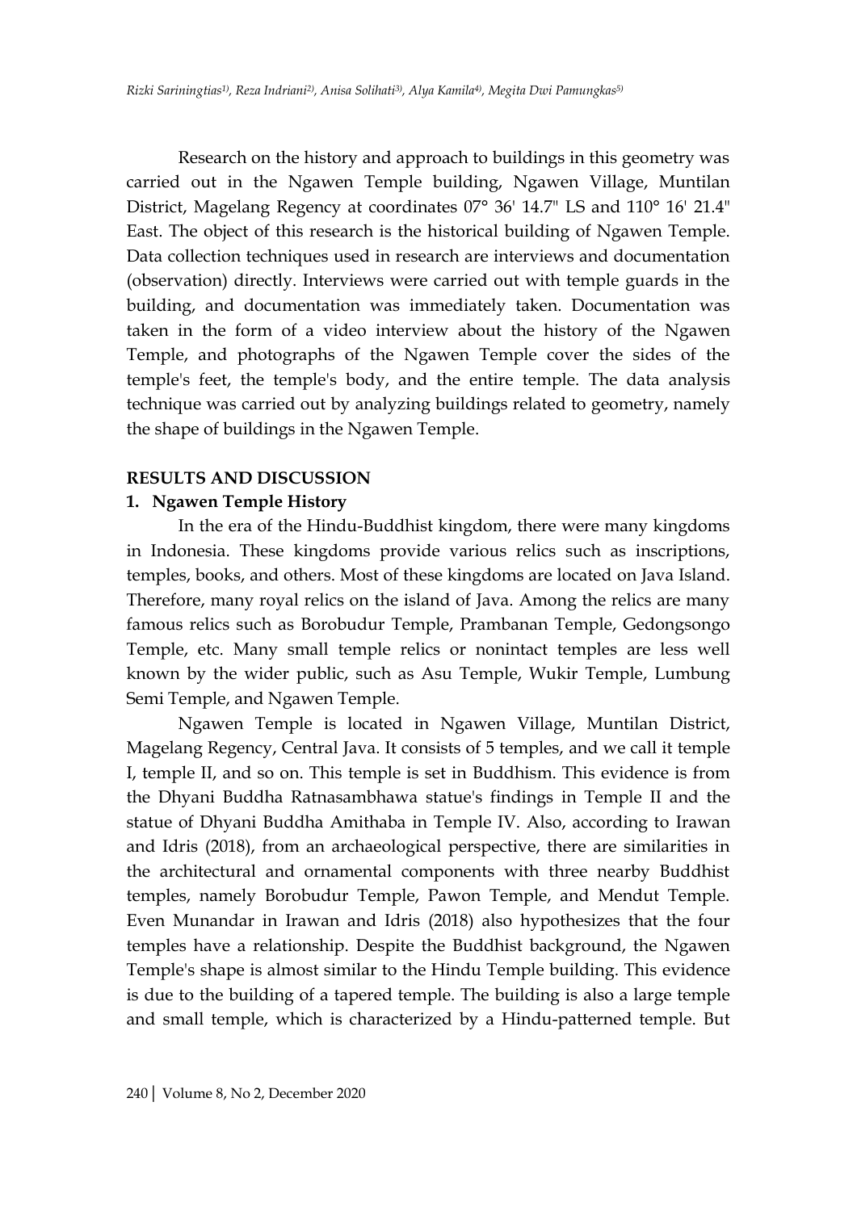Research on the history and approach to buildings in this geometry was carried out in the Ngawen Temple building, Ngawen Village, Muntilan District, Magelang Regency at coordinates 07° 36' 14.7" LS and 110° 16' 21.4" East. The object of this research is the historical building of Ngawen Temple. Data collection techniques used in research are interviews and documentation (observation) directly. Interviews were carried out with temple guards in the building, and documentation was immediately taken. Documentation was taken in the form of a video interview about the history of the Ngawen Temple, and photographs of the Ngawen Temple cover the sides of the temple's feet, the temple's body, and the entire temple. The data analysis technique was carried out by analyzing buildings related to geometry, namely the shape of buildings in the Ngawen Temple.

## RESULTS AND DISCUSSION

### 1. Ngawen Temple History

In the era of the Hindu-Buddhist kingdom, there were many kingdoms in Indonesia. These kingdoms provide various relics such as inscriptions, temples, books, and others. Most of these kingdoms are located on Java Island. Therefore, many royal relics on the island of Java. Among the relics are many famous relics such as Borobudur Temple, Prambanan Temple, Gedongsongo Temple, etc. Many small temple relics or nonintact temples are less well known by the wider public, such as Asu Temple, Wukir Temple, Lumbung Semi Temple, and Ngawen Temple.

Ngawen Temple is located in Ngawen Village, Muntilan District, Magelang Regency, Central Java. It consists of 5 temples, and we call it temple I, temple II, and so on. This temple is set in Buddhism. This evidence is from the Dhyani Buddha Ratnasambhawa statue's findings in Temple II and the statue of Dhyani Buddha Amithaba in Temple IV. Also, according to Irawan and Idris (2018), from an archaeological perspective, there are similarities in the architectural and ornamental components with three nearby Buddhist temples, namely Borobudur Temple, Pawon Temple, and Mendut Temple. Even Munandar in Irawan and Idris (2018) also hypothesizes that the four temples have a relationship. Despite the Buddhist background, the Ngawen Temple's shape is almost similar to the Hindu Temple building. This evidence is due to the building of a tapered temple. The building is also a large temple and small temple, which is characterized by a Hindu-patterned temple. But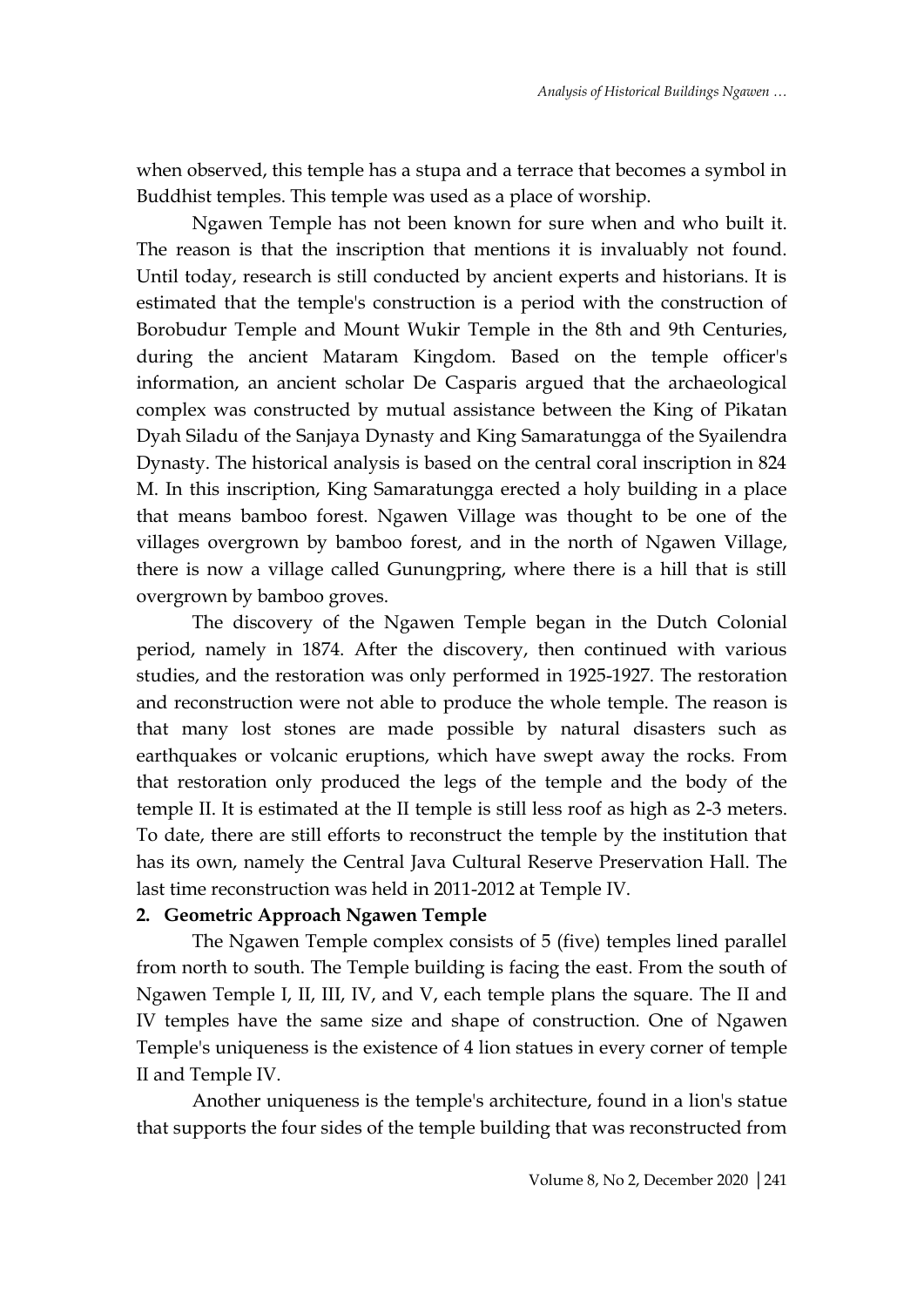when observed, this temple has a stupa and a terrace that becomes a symbol in Buddhist temples. This temple was used as a place of worship.

Ngawen Temple has not been known for sure when and who built it. The reason is that the inscription that mentions it is invaluably not found. Until today, research is still conducted by ancient experts and historians. It is estimated that the temple's construction is a period with the construction of Borobudur Temple and Mount Wukir Temple in the 8th and 9th Centuries, during the ancient Mataram Kingdom. Based on the temple officer's information, an ancient scholar De Casparis argued that the archaeological complex was constructed by mutual assistance between the King of Pikatan Dyah Siladu of the Sanjaya Dynasty and King Samaratungga of the Syailendra Dynasty. The historical analysis is based on the central coral inscription in 824 M. In this inscription, King Samaratungga erected a holy building in a place that means bamboo forest. Ngawen Village was thought to be one of the villages overgrown by bamboo forest, and in the north of Ngawen Village, there is now a village called Gunungpring, where there is a hill that is still overgrown by bamboo groves.

The discovery of the Ngawen Temple began in the Dutch Colonial period, namely in 1874. After the discovery, then continued with various studies, and the restoration was only performed in 1925-1927. The restoration and reconstruction were not able to produce the whole temple. The reason is that many lost stones are made possible by natural disasters such as earthquakes or volcanic eruptions, which have swept away the rocks. From that restoration only produced the legs of the temple and the body of the temple II. It is estimated at the II temple is still less roof as high as 2-3 meters. To date, there are still efforts to reconstruct the temple by the institution that has its own, namely the Central Java Cultural Reserve Preservation Hall. The last time reconstruction was held in 2011-2012 at Temple IV.

**2. Geometric Approach Ngawen Temple**

The Ngawen Temple complex consists of 5 (five) temples lined parallel from north to south. The Temple building is facing the east. From the south of Ngawen Temple I, II, III, IV, and V, each temple plans the square. The II and IV temples have the same size and shape of construction. One of Ngawen Temple's uniqueness is the existence of 4 lion statues in every corner of temple II and Temple IV.

Another uniqueness is the temple's architecture, found in a lion's statue that supports the four sides of the temple building that was reconstructed from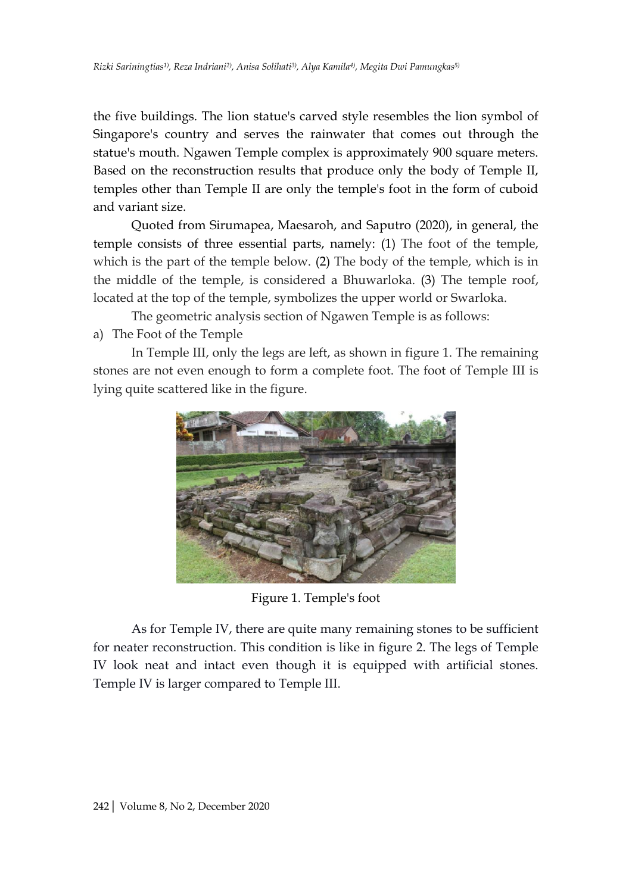the five buildings. The lion statue's carved style resembles the lion symbol of Singapore's country and serves the rainwater that comes out through the statue's mouth. Ngawen Temple complex is approximately 900 square meters. Based on the reconstruction results that produce only the body of Temple II, temples other than Temple II are only the temple's foot in the form of cuboid and variant size.

Quoted from Sirumapea, Maesaroh, and Saputro (2020), in general, the temple consists of three essential parts, namely: (1) The foot of the temple, which is the part of the temple below. (2) The body of the temple, which is in the middle of the temple, is considered a Bhuwarloka. (3) The temple roof, located at the top of the temple, symbolizes the upper world or Swarloka.

The geometric analysis section of Ngawen Temple is as follows:

a) The Foot of the Temple

In Temple III, only the legs are left, as shown in figure 1. The remaining stones are not even enough to form a complete foot. The foot of Temple III is lying quite scattered like in the figure.

Figure 1. Temple's foot

As for Temple IV, there are quite many remaining stones to be sufficient for neater reconstruction. This condition is like in figure 2. The legs of Temple IV look neat and intact even though it is equipped with artificial stones. Temple IV is larger compared to Temple III.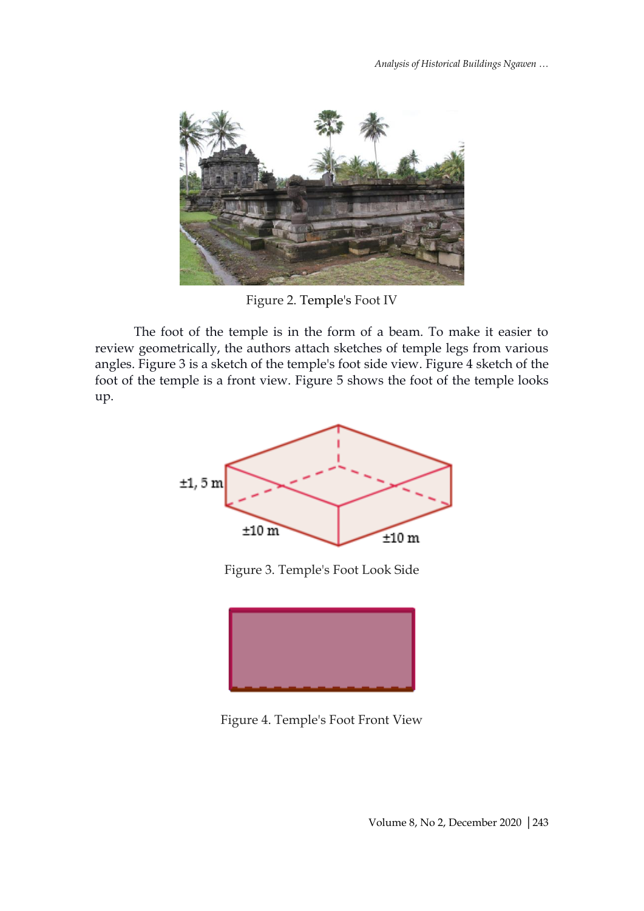Figure 2. Temple's Foot IV

The foot of the temple is in the form of a beam. To make it easier to review geometrically, the authors attach sketches of temple legs from various angles. Figure 3 is a sketch of the temple's foot side view. Figure 4 sketch of the foot of the temple is a front view. Figure 5 shows the foot of the temple looks up.

±1, 5 m

±10 m

±10 m

Figure 3. Temple's Foot Look Side

Figure 4. Temple's Foot Front View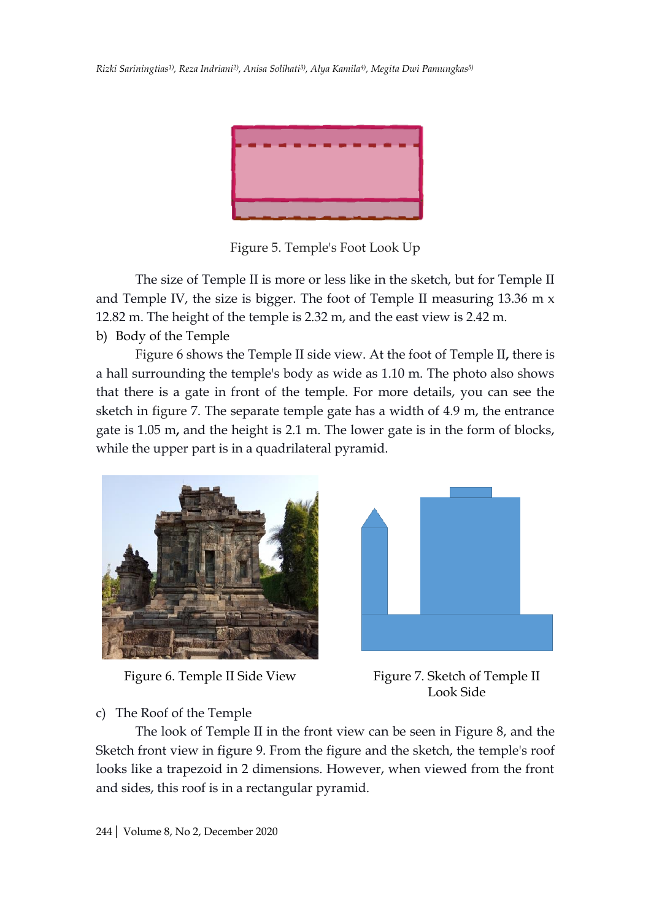Figure 5. Temple's Foot Look Up

The size of Temple II is more or less like in the sketch, but for Temple II and Temple IV, the size is bigger. The foot of Temple II measuring 13.36 m x 12.82 m. The height of the temple is 2.32 m, and the east view is 2.42 m.

b) Body of the Temple

Figure 6 shows the Temple II side view. At the foot of Temple II, there is a hall surrounding the temple's body as wide as 1.10 m. The photo also shows that there is a gate in front of the temple. For more details, you can see the sketch in figure 7. The separate temple gate has a width of 4.9 m, the entrance gate is 1.05 m, and the height is 2.1 m. The lower gate is in the form of blocks, while the upper part is in a quadrilateral pyramid.

Figure 6. Temple II Side View

Figure 7. Sketch of Temple II Look Side

c) The Roof of the Temple

The look of Temple II in the front view can be seen in Figure 8, and the Sketch front view in figure 9. From the figure and the sketch, the temple's roof looks like a trapezoid in 2 dimensions. However, when viewed from the front and sides, this roof is in a rectangular pyramid.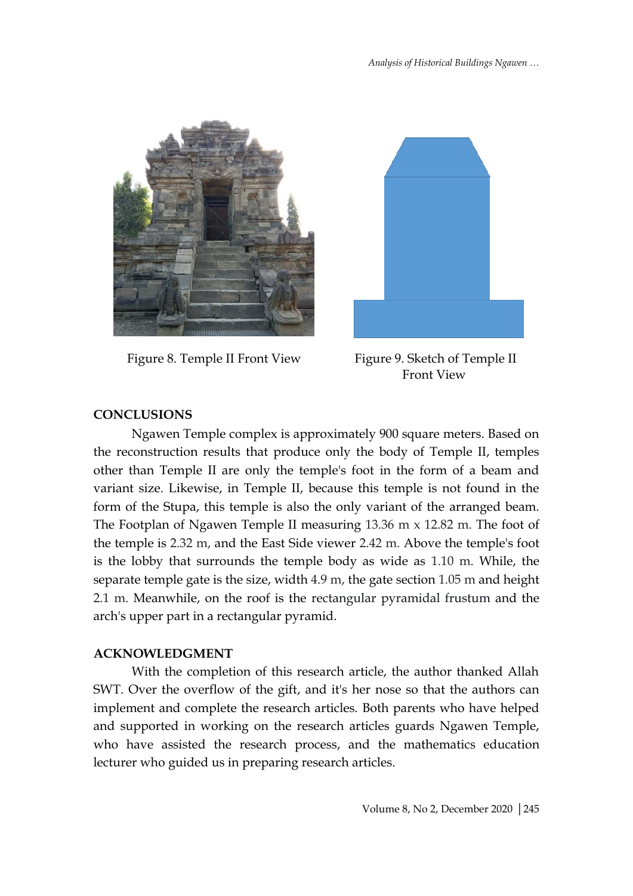Figure 8. Temple II Front View

Figure 9. Sketch of Temple II Front View

## CONCLUSIONS

Ngawen Temple complex is approximately 900 square meters. Based on the reconstruction results that produce only the body of Temple II, temples other than Temple II are only the temple's foot in the form of a beam and variant size. Likewise, in Temple II, because this temple is not found in the form of the Stupa, this temple is also the only variant of the arranged beam. The Footplan of Ngawen Temple II measuring 13.36 m x 12.82 m. The foot of the temple is 2.32 m, and the East Side viewer 2.42 m. Above the temple's foot is the lobby that surrounds the temple body as wide as 1.10 m. While, the separate temple gate is the size, width 4.9 m, the gate section 1.05 m and height 2.1 m. Meanwhile, on the roof is the rectangular pyramidal frustum and the arch's upper part in a rectangular pyramid.

## ACKNOWLEDGMENT

With the completion of this research article, the author thanked Allah SWT. Over the overflow of the gift, and it's her nose so that the authors can implement and complete the research articles. Both parents who have helped and supported in working on the research articles guards Ngawen Temple, who have assisted the research process, and the mathematics education lecturer who guided us in preparing research articles.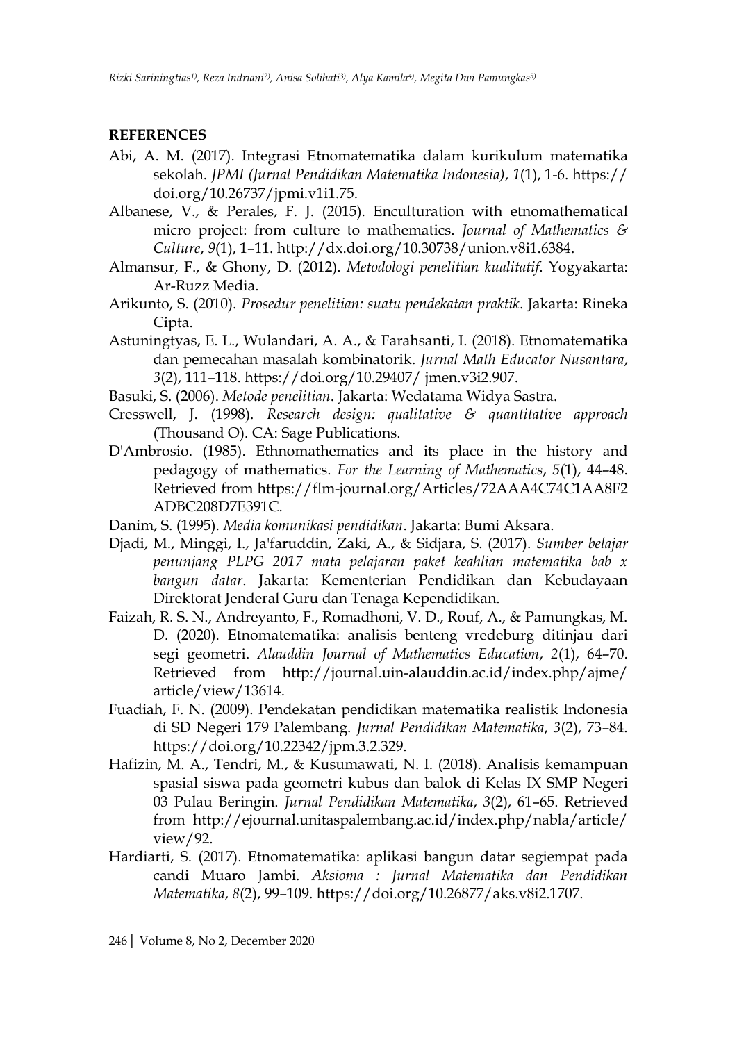## REFERENCES

Abi, A. M. (2017). Integrasi Etnomatematika dalam kurikulum matematika sekolah. *JPMI (Jurnal Pendidikan Matematika Indonesia)*, *1*(1), 1-6. https://doi.org/10.26737/jpmi.v1i1.75.

Albanese, V., & Perales, F. J. (2015). Enculturation with etnomathematical micro project: from culture to mathematics. *Journal of Mathematics & Culture*, *9*(1), 1–11. http://dx.doi.org/10.30738/union.v8i1.6384.

Almansur, F., & Ghony, D. (2012). *Metodologi penelitian kualitatif*. Yogyakarta: Ar-Ruzz Media.

Arikunto, S. (2010). *Prosedur penelitian: suatu pendekatan praktik*. Jakarta: Rineka Cipta.

Astuningtyas, E. L., Wulandari, A. A., & Farahsanti, I. (2018). Etnomatematika dan pemecahan masalah kombinatorik. *Jurnal Math Educator Nusantara*, *3*(2), 111–118. https://doi.org/10.29407/ jmen.v3i2.907.

Basuki, S. (2006). *Metode penelitian*. Jakarta: Wedatama Widya Sastra.

Cresswell, J. (1998). *Research design: qualitative & quantitative approach* (Thousand O). CA: Sage Publications.

D'Ambrosio. (1985). Ethnomathematics and its place in the history and pedagogy of mathematics. *For the Learning of Mathematics*, *5*(1), 44–48. Retrieved from https://flm-journal.org/Articles/72AAA4C74C1AA8F2ADBC208D7E391C.

Danim, S. (1995). *Media komunikasi pendidikan*. Jakarta: Bumi Aksara.

Djadi, M., Minggi, I., Ja'faruddin, Zaki, A., & Sidjara, S. (2017). *Sumber belajar penunjang PLPG 2017 mata pelajaran paket keahlian matematika bab x bangun datar*. Jakarta: Kementerian Pendidikan dan Kebudayaan Direktorat Jenderal Guru dan Tenaga Kependidikan.

Faizah, R. S. N., Andreyanto, F., Romadhoni, V. D., Rouf, A., & Pamungkas, M. D. (2020). Etnomatematika: analisis benteng vredeburg ditinjau dari segi geometri. *Alauddin Journal of Mathematics Education*, *2*(1), 64–70. Retrieved from http://journal.uin-alauddin.ac.id/index.php/ajme/article/view/13614.

Fuadiah, F. N. (2009). Pendekatan pendidikan matematika realistik Indonesia di SD Negeri 179 Palembang. *Jurnal Pendidikan Matematika*, *3*(2), 73–84. https://doi.org/10.22342/jpm.3.2.329.

Hafizin, M. A., Tendri, M., & Kusumawati, N. I. (2018). Analisis kemampuan spasial siswa pada geometri kubus dan balok di Kelas IX SMP Negeri 03 Pulau Beringin. *Jurnal Pendidikan Matematika*, *3*(2), 61–65. Retrieved from http://ejournal.unitaspalembang.ac.id/index.php/nabla/article/view/92.

Hardiarti, S. (2017). Etnomatematika: aplikasi bangun datar segiempat pada candi Muaro Jambi. *Aksioma : Jurnal Matematika dan Pendidikan Matematika*, *8*(2), 99–109. https://doi.org/10.26877/aks.v8i2.1707.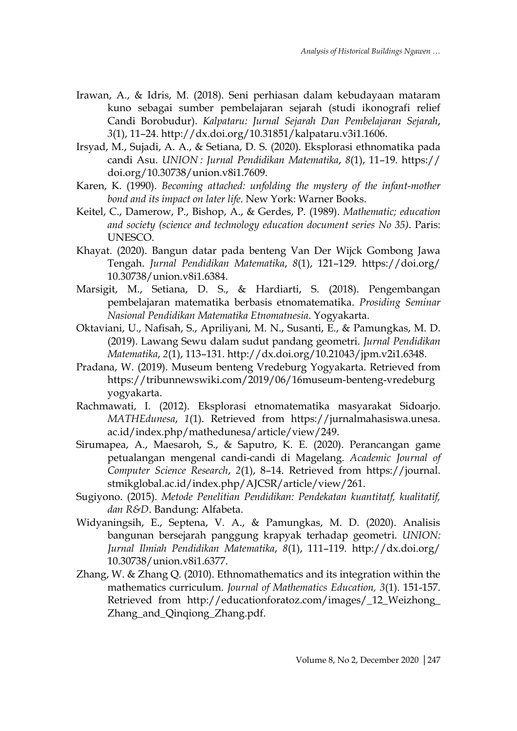Irawan, A., & Idris, M. (2018). Seni perhiasan dalam kebudayaan mataram kuno sebagai sumber pembelajaran sejarah (studi ikonografi relief Candi Borobudur). *Kalpataru: Jurnal Sejarah Dan Pembelajaran Sejarah*, *3*(1), 11–24. http://dx.doi.org/10.31851/kalpataru.v3i1.1606.

Irsyad, M., Sujadi, A. A., & Setiana, D. S. (2020). Eksplorasi ethnomatika pada candi Asu. *UNION : Jurnal Pendidikan Matematika*, *8*(1), 11–19. https://doi.org/10.30738/union.v8i1.7609.

Karen, K. (1990). *Becoming attached: unfolding the mystery of the infant-mother bond and its impact on later life*. New York: Warner Books.

Keitel, C., Damerow, P., Bishop, A., & Gerdes, P. (1989). *Mathematic; education and society (science and technology education document series No 35)*. Paris: UNESCO.

Khayat. (2020). Bangun datar pada benteng Van Der Wijck Gombong Jawa Tengah. *Jurnal Pendidikan Matematika*, *8*(1), 121–129. https://doi.org/10.30738/union.v8i1.6384.

Marsigit, M., Setiana, D. S., & Hardiarti, S. (2018). Pengembangan pembelajaran matematika berbasis etnomatematika. *Prosiding Seminar Nasional Pendidikan Matematika Etnomatnesia*. Yogyakarta.

Oktaviani, U., Nafisah, S., Apriliyani, M. N., Susanti, E., & Pamungkas, M. D. (2019). Lawang Sewu dalam sudut pandang geometri. *Jurnal Pendidikan Matematika*, *2*(1), 113–131. http://dx.doi.org/10.21043/jpm.v2i1.6348.

Pradana, W. (2019). Museum benteng Vredeburg Yogyakarta. Retrieved from https://tribunnewswiki.com/2019/06/16museum-benteng-vredeburg yogyakarta.

Rachmawati, I. (2012). Eksplorasi etnomatematika masyarakat Sidoarjo. *MATHEdunesa*, *1*(1). Retrieved from https://jurnalmahasiswa.unesa.ac.id/index.php/mathedunesa/article/view/249.

Sirumapea, A., Maesaroh, S., & Saputro, K. E. (2020). Perancangan game petualangan mengenal candi-candi di Magelang. *Academic Journal of Computer Science Research*, *2*(1), 8–14. Retrieved from https://journal.stmikglobal.ac.id/index.php/AJCSR/article/view/261.

Sugiyono. (2015). *Metode Penelitian Pendidikan: Pendekatan kuantitatf, kualitatif, dan R&D*. Bandung: Alfabeta.

Widyaningsih, E., Septena, V. A., & Pamungkas, M. D. (2020). Analisis bangunan bersejarah panggung krapyak terhadap geometri. *UNION: Jurnal Ilmiah Pendidikan Matematika*, *8*(1), 111–119. http://dx.doi.org/10.30738/union.v8i1.6377.

Zhang, W. & Zhang Q. (2010). Ethnomathematics and its integration within the mathematics curriculum. *Journal of Mathematics Education, 3*(1). 151-157. Retrieved from http://educationforatoz.com/images/_12_Weizhong_Zhang_and_Qinqiong_Zhang.pdf.